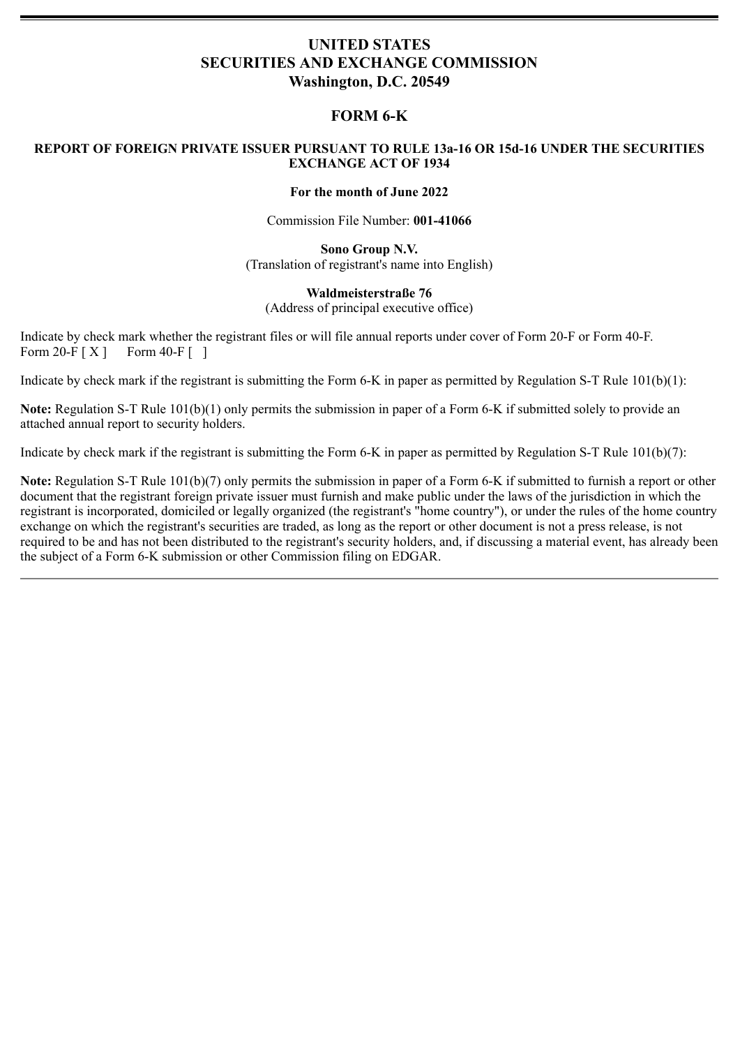# UNITED STATES
# SECURITIES AND EXCHANGE COMMISSION
# Washington, D.C. 20549

## FORM 6-K

### REPORT OF FOREIGN PRIVATE ISSUER PURSUANT TO RULE 13a-16 OR 15d-16 UNDER THE SECURITIES EXCHANGE ACT OF 1934

**For the month of June 2022**

Commission File Number: **001-41066**

**Sono Group N.V.**
(Translation of registrant's name into English)

**Waldmeisterstraße 76**
(Address of principal executive office)

Indicate by check mark whether the registrant files or will file annual reports under cover of Form 20-F or Form 40-F.
Form 20-F [ X ]  Form 40-F [ ]

Indicate by check mark if the registrant is submitting the Form 6-K in paper as permitted by Regulation S-T Rule 101(b)(1):

**Note:** Regulation S-T Rule 101(b)(1) only permits the submission in paper of a Form 6-K if submitted solely to provide an attached annual report to security holders.

Indicate by check mark if the registrant is submitting the Form 6-K in paper as permitted by Regulation S-T Rule 101(b)(7):

**Note:** Regulation S-T Rule 101(b)(7) only permits the submission in paper of a Form 6-K if submitted to furnish a report or other document that the registrant foreign private issuer must furnish and make public under the laws of the jurisdiction in which the registrant is incorporated, domiciled or legally organized (the registrant's "home country"), or under the rules of the home country exchange on which the registrant's securities are traded, as long as the report or other document is not a press release, is not required to be and has not been distributed to the registrant's security holders, and, if discussing a material event, has already been the subject of a Form 6-K submission or other Commission filing on EDGAR.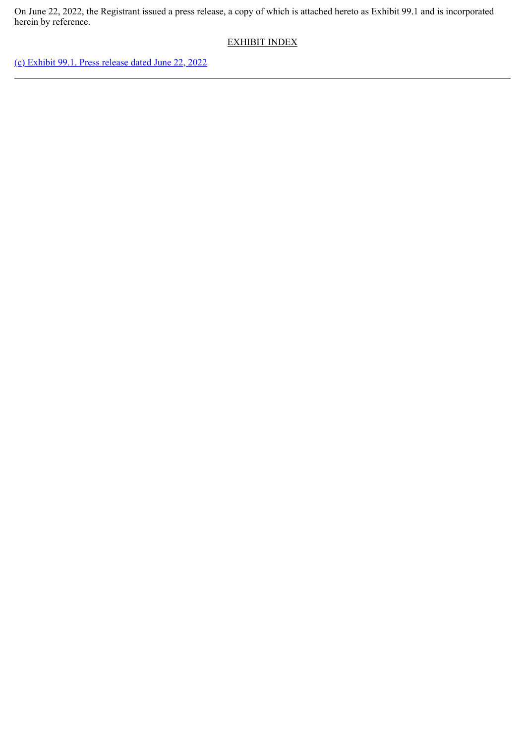On June 22, 2022, the Registrant issued a press release, a copy of which is attached hereto as Exhibit 99.1 and is incorporated herein by reference.

EXHIBIT INDEX

(c) Exhibit 99.1. Press release dated June 22, 2022

---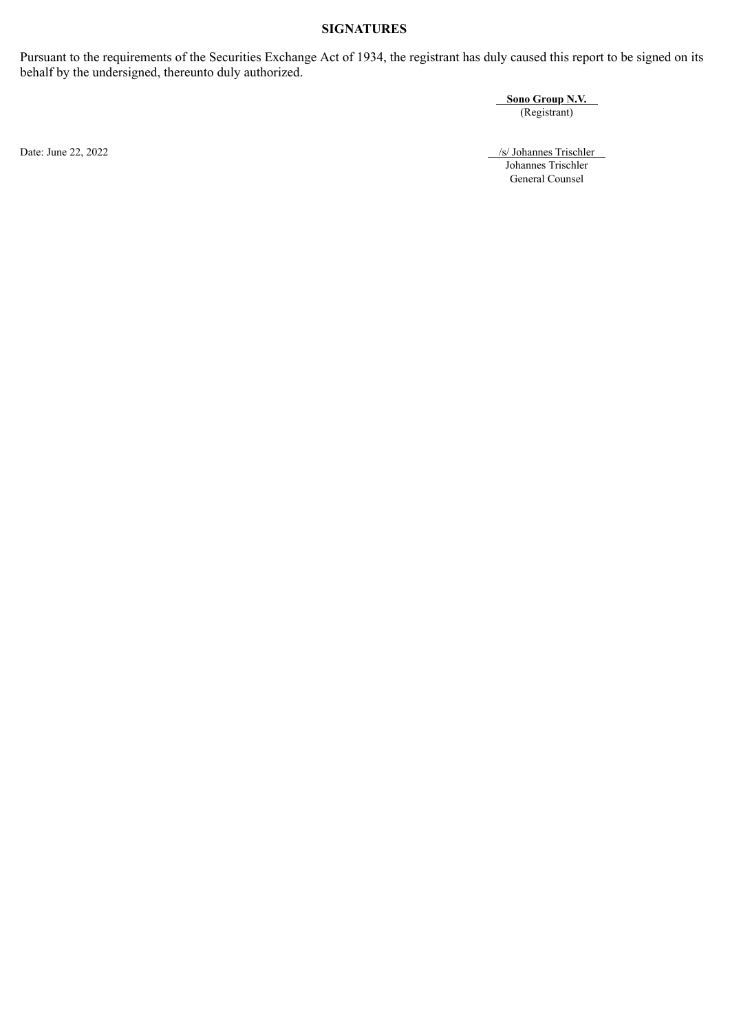**SIGNATURES**

Pursuant to the requirements of the Securities Exchange Act of 1934, the registrant has duly caused this report to be signed on its behalf by the undersigned, thereunto duly authorized.

**Sono Group N.V.**
(Registrant)

Date: June 22, 2022

/s/ Johannes Trischler
Johannes Trischler
General Counsel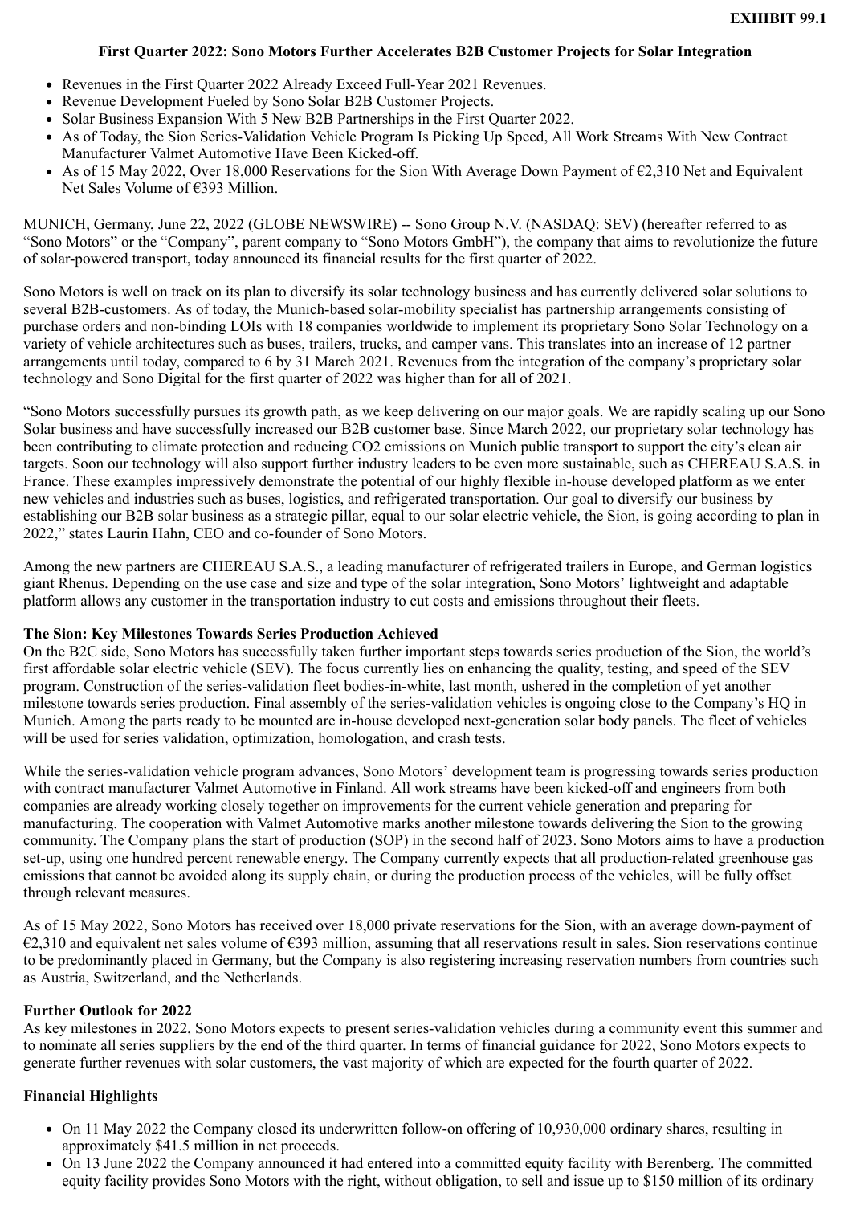**EXHIBIT 99.1**

**First Quarter 2022: Sono Motors Further Accelerates B2B Customer Projects for Solar Integration**

- Revenues in the First Quarter 2022 Already Exceed Full-Year 2021 Revenues.
- Revenue Development Fueled by Sono Solar B2B Customer Projects.
- Solar Business Expansion With 5 New B2B Partnerships in the First Quarter 2022.
- As of Today, the Sion Series-Validation Vehicle Program Is Picking Up Speed, All Work Streams With New Contract Manufacturer Valmet Automotive Have Been Kicked-off.
- As of 15 May 2022, Over 18,000 Reservations for the Sion With Average Down Payment of €2,310 Net and Equivalent Net Sales Volume of €393 Million.

MUNICH, Germany, June 22, 2022 (GLOBE NEWSWIRE) -- Sono Group N.V. (NASDAQ: SEV) (hereafter referred to as "Sono Motors" or the "Company", parent company to "Sono Motors GmbH"), the company that aims to revolutionize the future of solar-powered transport, today announced its financial results for the first quarter of 2022.

Sono Motors is well on track on its plan to diversify its solar technology business and has currently delivered solar solutions to several B2B-customers. As of today, the Munich-based solar-mobility specialist has partnership arrangements consisting of purchase orders and non-binding LOIs with 18 companies worldwide to implement its proprietary Sono Solar Technology on a variety of vehicle architectures such as buses, trailers, trucks, and camper vans. This translates into an increase of 12 partner arrangements until today, compared to 6 by 31 March 2021. Revenues from the integration of the company's proprietary solar technology and Sono Digital for the first quarter of 2022 was higher than for all of 2021.

"Sono Motors successfully pursues its growth path, as we keep delivering on our major goals. We are rapidly scaling up our Sono Solar business and have successfully increased our B2B customer base. Since March 2022, our proprietary solar technology has been contributing to climate protection and reducing CO2 emissions on Munich public transport to support the city's clean air targets. Soon our technology will also support further industry leaders to be even more sustainable, such as CHEREAU S.A.S. in France. These examples impressively demonstrate the potential of our highly flexible in-house developed platform as we enter new vehicles and industries such as buses, logistics, and refrigerated transportation. Our goal to diversify our business by establishing our B2B solar business as a strategic pillar, equal to our solar electric vehicle, the Sion, is going according to plan in 2022," states Laurin Hahn, CEO and co-founder of Sono Motors.

Among the new partners are CHEREAU S.A.S., a leading manufacturer of refrigerated trailers in Europe, and German logistics giant Rhenus. Depending on the use case and size and type of the solar integration, Sono Motors' lightweight and adaptable platform allows any customer in the transportation industry to cut costs and emissions throughout their fleets.

**The Sion: Key Milestones Towards Series Production Achieved**

On the B2C side, Sono Motors has successfully taken further important steps towards series production of the Sion, the world's first affordable solar electric vehicle (SEV). The focus currently lies on enhancing the quality, testing, and speed of the SEV program. Construction of the series-validation fleet bodies-in-white, last month, ushered in the completion of yet another milestone towards series production. Final assembly of the series-validation vehicles is ongoing close to the Company's HQ in Munich. Among the parts ready to be mounted are in-house developed next-generation solar body panels. The fleet of vehicles will be used for series validation, optimization, homologation, and crash tests.

While the series-validation vehicle program advances, Sono Motors' development team is progressing towards series production with contract manufacturer Valmet Automotive in Finland. All work streams have been kicked-off and engineers from both companies are already working closely together on improvements for the current vehicle generation and preparing for manufacturing. The cooperation with Valmet Automotive marks another milestone towards delivering the Sion to the growing community. The Company plans the start of production (SOP) in the second half of 2023. Sono Motors aims to have a production set-up, using one hundred percent renewable energy. The Company currently expects that all production-related greenhouse gas emissions that cannot be avoided along its supply chain, or during the production process of the vehicles, will be fully offset through relevant measures.

As of 15 May 2022, Sono Motors has received over 18,000 private reservations for the Sion, with an average down-payment of €2,310 and equivalent net sales volume of €393 million, assuming that all reservations result in sales. Sion reservations continue to be predominantly placed in Germany, but the Company is also registering increasing reservation numbers from countries such as Austria, Switzerland, and the Netherlands.

**Further Outlook for 2022**

As key milestones in 2022, Sono Motors expects to present series-validation vehicles during a community event this summer and to nominate all series suppliers by the end of the third quarter. In terms of financial guidance for 2022, Sono Motors expects to generate further revenues with solar customers, the vast majority of which are expected for the fourth quarter of 2022.

**Financial Highlights**

- On 11 May 2022 the Company closed its underwritten follow-on offering of 10,930,000 ordinary shares, resulting in approximately $41.5 million in net proceeds.
- On 13 June 2022 the Company announced it had entered into a committed equity facility with Berenberg. The committed equity facility provides Sono Motors with the right, without obligation, to sell and issue up to $150 million of its ordinary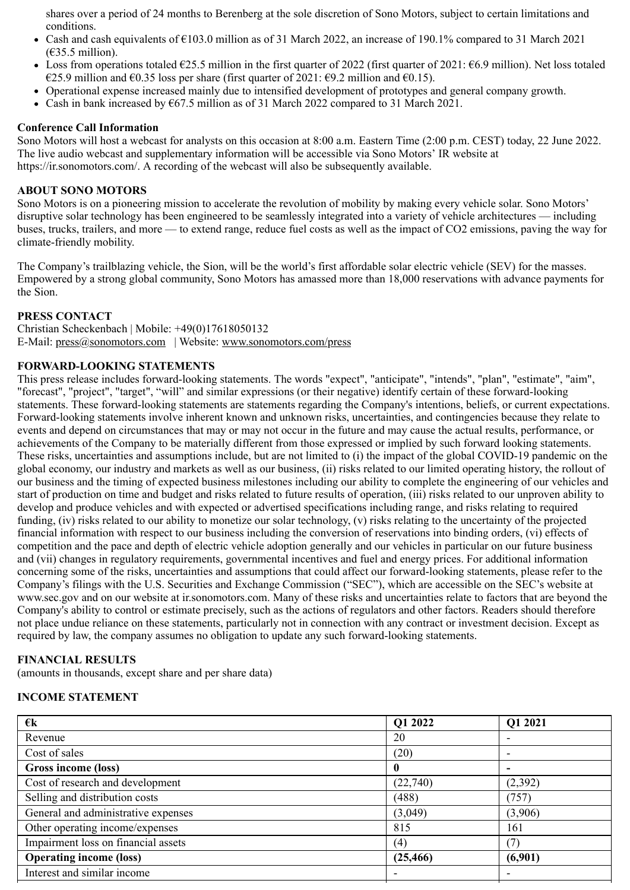shares over a period of 24 months to Berenberg at the sole discretion of Sono Motors, subject to certain limitations and conditions.
- Cash and cash equivalents of €103.0 million as of 31 March 2022, an increase of 190.1% compared to 31 March 2021 (€35.5 million).
- Loss from operations totaled €25.5 million in the first quarter of 2022 (first quarter of 2021: €6.9 million). Net loss totaled €25.9 million and €0.35 loss per share (first quarter of 2021: €9.2 million and €0.15).
- Operational expense increased mainly due to intensified development of prototypes and general company growth.
- Cash in bank increased by €67.5 million as of 31 March 2022 compared to 31 March 2021.

**Conference Call Information**
Sono Motors will host a webcast for analysts on this occasion at 8:00 a.m. Eastern Time (2:00 p.m. CEST) today, 22 June 2022. The live audio webcast and supplementary information will be accessible via Sono Motors' IR website at https://ir.sonomotors.com/. A recording of the webcast will also be subsequently available.

**ABOUT SONO MOTORS**
Sono Motors is on a pioneering mission to accelerate the revolution of mobility by making every vehicle solar. Sono Motors' disruptive solar technology has been engineered to be seamlessly integrated into a variety of vehicle architectures — including buses, trucks, trailers, and more — to extend range, reduce fuel costs as well as the impact of CO2 emissions, paving the way for climate-friendly mobility.

The Company's trailblazing vehicle, the Sion, will be the world's first affordable solar electric vehicle (SEV) for the masses. Empowered by a strong global community, Sono Motors has amassed more than 18,000 reservations with advance payments for the Sion.

**PRESS CONTACT**
Christian Scheckenbach | Mobile: +49(0)17618050132
E-Mail: press@sonomotors.com | Website: www.sonomotors.com/press

**FORWARD-LOOKING STATEMENTS**
This press release includes forward-looking statements. The words "expect", "anticipate", "intends", "plan", "estimate", "aim", "forecast", "project", "target", "will" and similar expressions (or their negative) identify certain of these forward-looking statements. These forward-looking statements are statements regarding the Company's intentions, beliefs, or current expectations. Forward-looking statements involve inherent known and unknown risks, uncertainties, and contingencies because they relate to events and depend on circumstances that may or may not occur in the future and may cause the actual results, performance, or achievements of the Company to be materially different from those expressed or implied by such forward looking statements. These risks, uncertainties and assumptions include, but are not limited to (i) the impact of the global COVID-19 pandemic on the global economy, our industry and markets as well as our business, (ii) risks related to our limited operating history, the rollout of our business and the timing of expected business milestones including our ability to complete the engineering of our vehicles and start of production on time and budget and risks related to future results of operation, (iii) risks related to our unproven ability to develop and produce vehicles and with expected or advertised specifications including range, and risks relating to required funding, (iv) risks related to our ability to monetize our solar technology, (v) risks relating to the uncertainty of the projected financial information with respect to our business including the conversion of reservations into binding orders, (vi) effects of competition and the pace and depth of electric vehicle adoption generally and our vehicles in particular on our future business and (vii) changes in regulatory requirements, governmental incentives and fuel and energy prices. For additional information concerning some of the risks, uncertainties and assumptions that could affect our forward-looking statements, please refer to the Company's filings with the U.S. Securities and Exchange Commission ("SEC"), which are accessible on the SEC's website at www.sec.gov and on our website at ir.sonomotors.com. Many of these risks and uncertainties relate to factors that are beyond the Company's ability to control or estimate precisely, such as the actions of regulators and other factors. Readers should therefore not place undue reliance on these statements, particularly not in connection with any contract or investment decision. Except as required by law, the company assumes no obligation to update any such forward-looking statements.

**FINANCIAL RESULTS**
(amounts in thousands, except share and per share data)

**INCOME STATEMENT**

| €k | Q1 2022 | Q1 2021 |
|---|---|---|
| Revenue | 20 | - |
| Cost of sales | (20) | - |
| **Gross income (loss)** | **0** | **-** |
| Cost of research and development | (22,740) | (2,392) |
| Selling and distribution costs | (488) | (757) |
| General and administrative expenses | (3,049) | (3,906) |
| Other operating income/expenses | 815 | 161 |
| Impairment loss on financial assets | (4) | (7) |
| **Operating income (loss)** | **(25,466)** | **(6,901)** |
| Interest and similar income | - | - |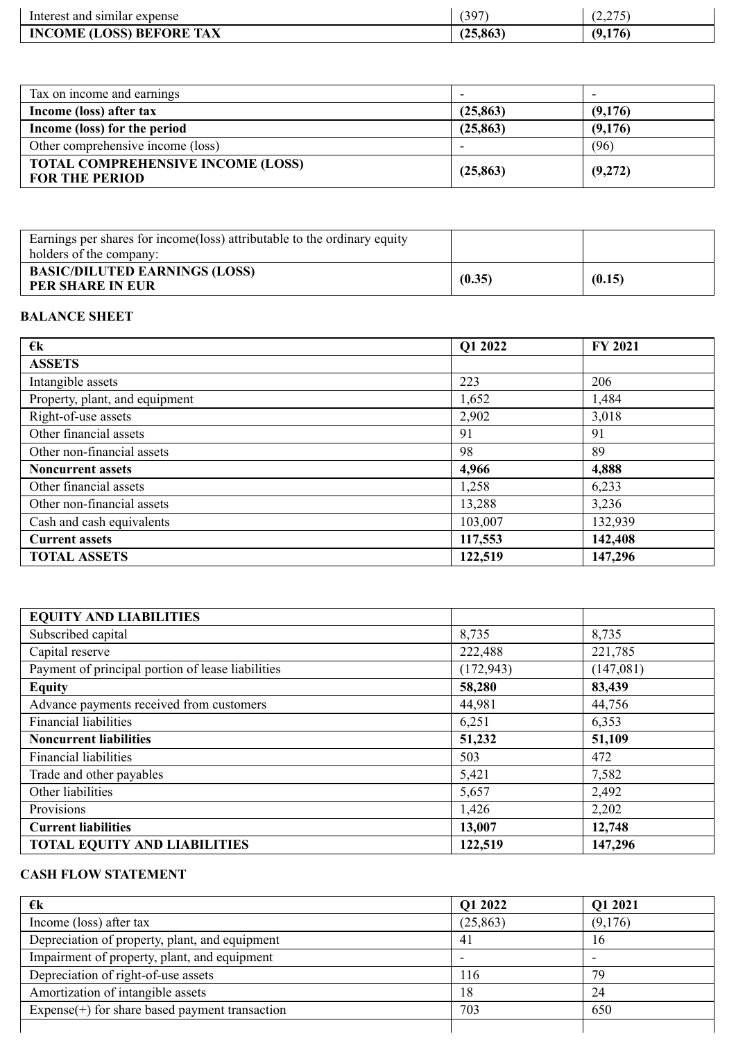| | | |
|---|---|---|
| Interest and similar expense | (397) | (2,275) |
| **INCOME (LOSS) BEFORE TAX** | **(25,863)** | **(9,176)** |

| | | |
|---|---|---|
| Tax on income and earnings | - | - |
| **Income (loss) after tax** | **(25,863)** | **(9,176)** |
| **Income (loss) for the period** | **(25,863)** | **(9,176)** |
| Other comprehensive income (loss) | - | (96) |
| **TOTAL COMPREHENSIVE INCOME (LOSS) FOR THE PERIOD** | **(25,863)** | **(9,272)** |

| | | |
|---|---|---|
| Earnings per shares for income(loss) attributable to the ordinary equity holders of the company: | | |
| **BASIC/DILUTED EARNINGS (LOSS) PER SHARE IN EUR** | **(0.35)** | **(0.15)** |

**BALANCE SHEET**

| €k | Q1 2022 | FY 2021 |
|---|---|---|
| **ASSETS** | | |
| Intangible assets | 223 | 206 |
| Property, plant, and equipment | 1,652 | 1,484 |
| Right-of-use assets | 2,902 | 3,018 |
| Other financial assets | 91 | 91 |
| Other non-financial assets | 98 | 89 |
| **Noncurrent assets** | **4,966** | **4,888** |
| Other financial assets | 1,258 | 6,233 |
| Other non-financial assets | 13,288 | 3,236 |
| Cash and cash equivalents | 103,007 | 132,939 |
| **Current assets** | **117,553** | **142,408** |
| **TOTAL ASSETS** | **122,519** | **147,296** |

| | | |
|---|---|---|
| **EQUITY AND LIABILITIES** | | |
| Subscribed capital | 8,735 | 8,735 |
| Capital reserve | 222,488 | 221,785 |
| Payment of principal portion of lease liabilities | (172,943) | (147,081) |
| **Equity** | **58,280** | **83,439** |
| Advance payments received from customers | 44,981 | 44,756 |
| Financial liabilities | 6,251 | 6,353 |
| **Noncurrent liabilities** | **51,232** | **51,109** |
| Financial liabilities | 503 | 472 |
| Trade and other payables | 5,421 | 7,582 |
| Other liabilities | 5,657 | 2,492 |
| Provisions | 1,426 | 2,202 |
| **Current liabilities** | **13,007** | **12,748** |
| **TOTAL EQUITY AND LIABILITIES** | **122,519** | **147,296** |

**CASH FLOW STATEMENT**

| €k | Q1 2022 | Q1 2021 |
|---|---|---|
| Income (loss) after tax | (25,863) | (9,176) |
| Depreciation of property, plant, and equipment | 41 | 16 |
| Impairment of property, plant, and equipment | - | - |
| Depreciation of right-of-use assets | 116 | 79 |
| Amortization of intangible assets | 18 | 24 |
| Expense(+) for share based payment transaction | 703 | 650 |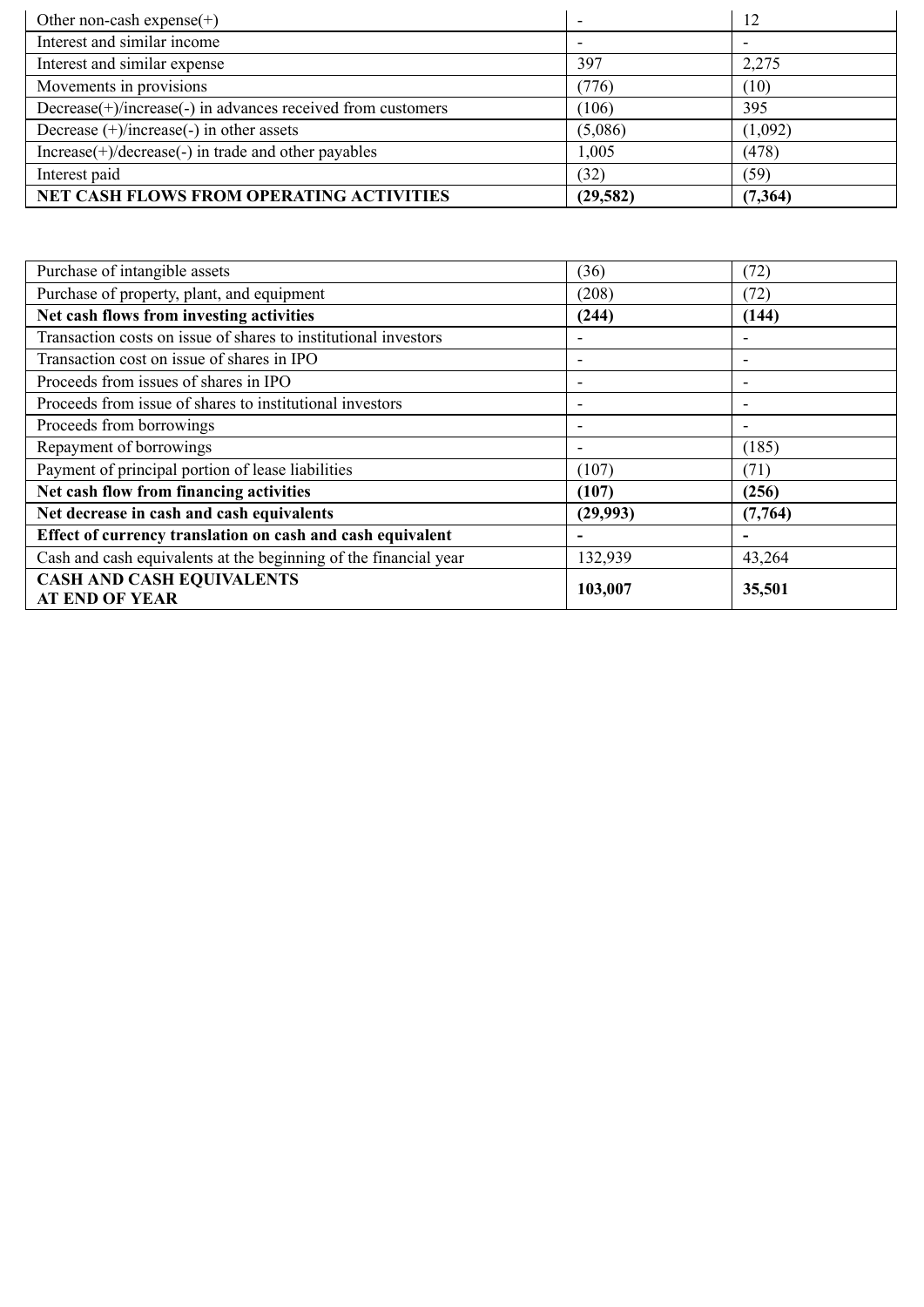| | | |
|---|---|---|
| Other non-cash expense(+) | - | 12 |
| Interest and similar income | - | - |
| Interest and similar expense | 397 | 2,275 |
| Movements in provisions | (776) | (10) |
| Decrease(+)/increase(-) in advances received from customers | (106) | 395 |
| Decrease (+)/increase(-) in other assets | (5,086) | (1,092) |
| Increase(+)/decrease(-) in trade and other payables | 1,005 | (478) |
| Interest paid | (32) | (59) |
| **NET CASH FLOWS FROM OPERATING ACTIVITIES** | **(29,582)** | **(7,364)** |

| | | |
|---|---|---|
| Purchase of intangible assets | (36) | (72) |
| Purchase of property, plant, and equipment | (208) | (72) |
| **Net cash flows from investing activities** | **(244)** | **(144)** |
| Transaction costs on issue of shares to institutional investors | - | - |
| Transaction cost on issue of shares in IPO | - | - |
| Proceeds from issues of shares in IPO | - | - |
| Proceeds from issue of shares to institutional investors | - | - |
| Proceeds from borrowings | - | - |
| Repayment of borrowings | - | (185) |
| Payment of principal portion of lease liabilities | (107) | (71) |
| **Net cash flow from financing activities** | **(107)** | **(256)** |
| **Net decrease in cash and cash equivalents** | **(29,993)** | **(7,764)** |
| **Effect of currency translation on cash and cash equivalent** | **-** | **-** |
| Cash and cash equivalents at the beginning of the financial year | 132,939 | 43,264 |
| **CASH AND CASH EQUIVALENTS AT END OF YEAR** | **103,007** | **35,501** |